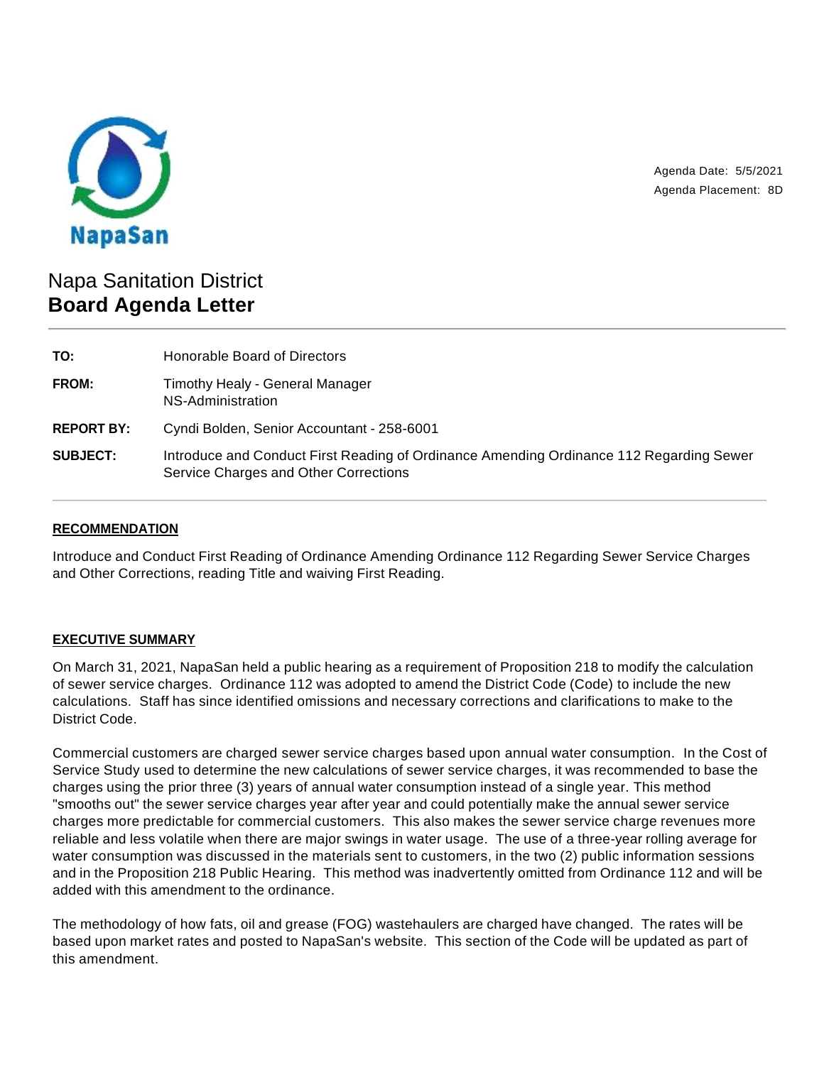NapaSan

Agenda Date: 5/5/2021
Agenda Placement: 8D

# Napa Sanitation District
## Board Agenda Letter

| | |
|---|---|
| **TO:** | Honorable Board of Directors |
| **FROM:** | Timothy Healy - General Manager<br>NS-Administration |
| **REPORT BY:** | Cyndi Bolden, Senior Accountant - 258-6001 |
| **SUBJECT:** | Introduce and Conduct First Reading of Ordinance Amending Ordinance 112 Regarding Sewer Service Charges and Other Corrections |

### RECOMMENDATION

Introduce and Conduct First Reading of Ordinance Amending Ordinance 112 Regarding Sewer Service Charges and Other Corrections, reading Title and waiving First Reading.

### EXECUTIVE SUMMARY

On March 31, 2021, NapaSan held a public hearing as a requirement of Proposition 218 to modify the calculation of sewer service charges. Ordinance 112 was adopted to amend the District Code (Code) to include the new calculations. Staff has since identified omissions and necessary corrections and clarifications to make to the District Code.

Commercial customers are charged sewer service charges based upon annual water consumption. In the Cost of Service Study used to determine the new calculations of sewer service charges, it was recommended to base the charges using the prior three (3) years of annual water consumption instead of a single year. This method "smooths out" the sewer service charges year after year and could potentially make the annual sewer service charges more predictable for commercial customers. This also makes the sewer service charge revenues more reliable and less volatile when there are major swings in water usage. The use of a three-year rolling average for water consumption was discussed in the materials sent to customers, in the two (2) public information sessions and in the Proposition 218 Public Hearing. This method was inadvertently omitted from Ordinance 112 and will be added with this amendment to the ordinance.

The methodology of how fats, oil and grease (FOG) wastehaulers are charged have changed. The rates will be based upon market rates and posted to NapaSan's website. This section of the Code will be updated as part of this amendment.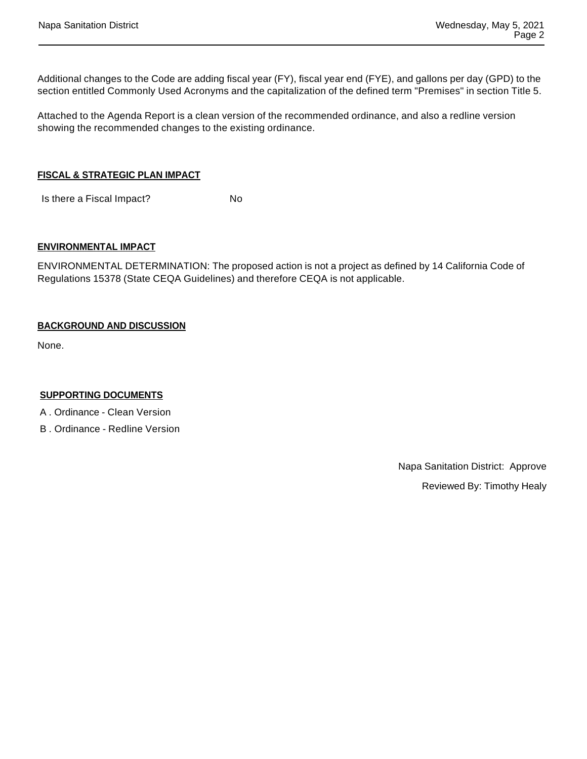Additional changes to the Code are adding fiscal year (FY), fiscal year end (FYE), and gallons per day (GPD) to the section entitled Commonly Used Acronyms and the capitalization of the defined term "Premises" in section Title 5.

Attached to the Agenda Report is a clean version of the recommended ordinance, and also a redline version showing the recommended changes to the existing ordinance.

## FISCAL & STRATEGIC PLAN IMPACT

Is there a Fiscal Impact? No

## ENVIRONMENTAL IMPACT

ENVIRONMENTAL DETERMINATION: The proposed action is not a project as defined by 14 California Code of Regulations 15378 (State CEQA Guidelines) and therefore CEQA is not applicable.

## BACKGROUND AND DISCUSSION

None.

## SUPPORTING DOCUMENTS

A . Ordinance - Clean Version

B . Ordinance - Redline Version

Napa Sanitation District: Approve

Reviewed By: Timothy Healy